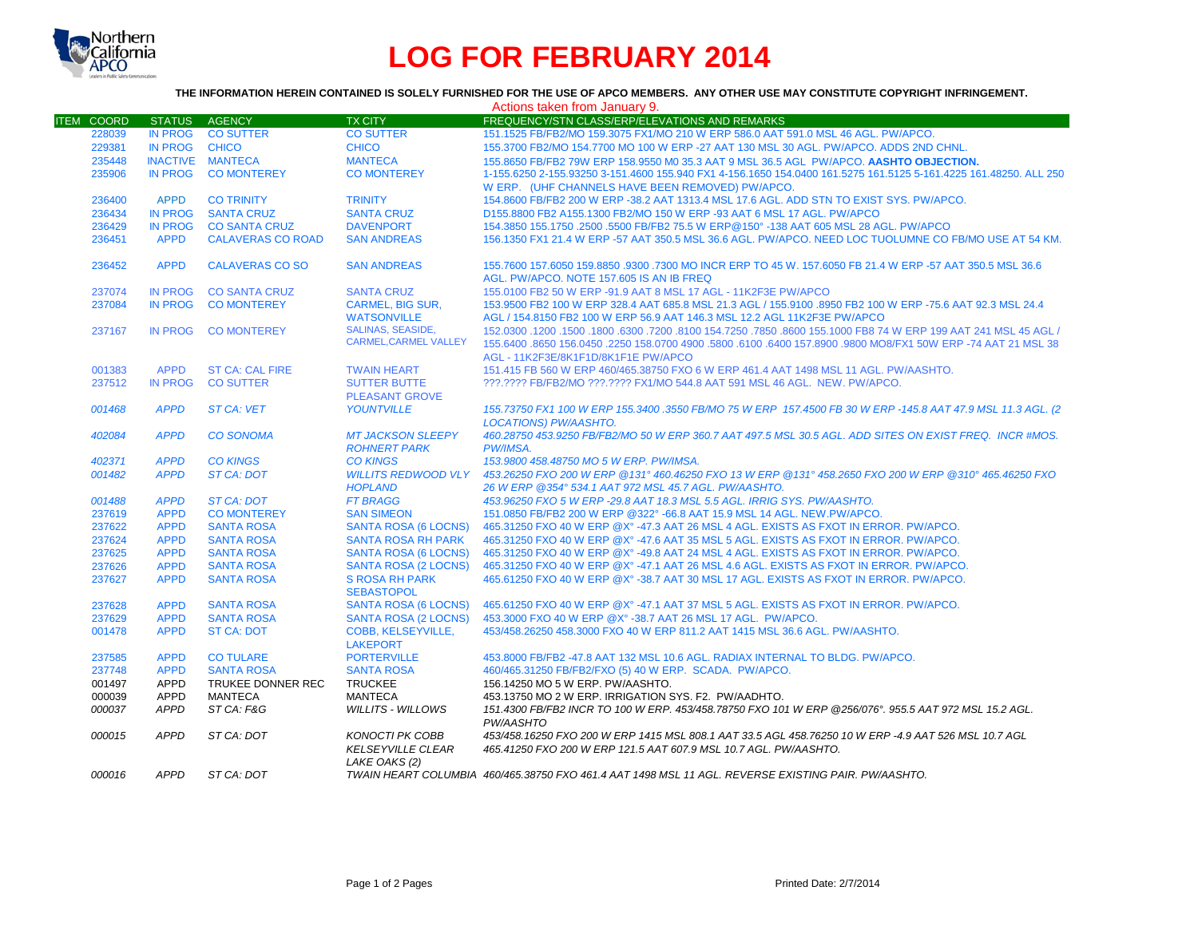# LOG FOR FEBRUARY 2014

**THE INFORMATION HEREIN CONTAINED IS SOLELY FURNISHED FOR THE USE OF APCO MEMBERS. ANY OTHER USE MAY CONSTITUTE COPYRIGHT INFRINGEMENT.**

Actions taken from January 9.

| ITEM | COORD | STATUS | AGENCY | TX CITY | FREQUENCY/STN CLASS/ERP/ELEVATIONS AND REMARKS |
|---|---|---|---|---|---|
| | 228039 | IN PROG | CO SUTTER | CO SUTTER | 151.1525 FB/FB2/MO 159.3075 FX1/MO 210 W ERP 586.0 AAT 591.0 MSL 46 AGL. PW/APCO. |
| | 229381 | IN PROG | CHICO | CHICO | 155.3700 FB2/MO 154.7700 MO 100 W ERP -27 AAT 130 MSL 30 AGL. PW/APCO. ADDS 2ND CHNL. |
| | 235448 | INACTIVE | MANTECA | MANTECA | 155.8650 FB/FB2 79W ERP 158.9550 M0 35.3 AAT 9 MSL 36.5 AGL PW/APCO. **AASHTO OBJECTION.** |
| | 235906 | IN PROG | CO MONTEREY | CO MONTEREY | 1-155.6250 2-155.93250 3-151.4600 155.940 FX1 4-156.1650 154.0400 161.5275 161.5125 5-161.4225 161.48250. ALL 250 W ERP. (UHF CHANNELS HAVE BEEN REMOVED) PW/APCO. |
| | 236400 | APPD | CO TRINITY | TRINITY | 154.8600 FB/FB2 200 W ERP -38.2 AAT 1313.4 MSL 17.6 AGL. ADD STN TO EXIST SYS. PW/APCO. |
| | 236434 | IN PROG | SANTA CRUZ | SANTA CRUZ | D155.8800 FB2 A155.1300 FB2/MO 150 W ERP -93 AAT 6 MSL 17 AGL. PW/APCO |
| | 236429 | IN PROG | CO SANTA CRUZ | DAVENPORT | 154.3850 155.1750 .2500 .5500 FB/FB2 75.5 W ERP@150° -138 AAT 605 MSL 28 AGL. PW/APCO |
| | 236451 | APPD | CALAVERAS CO ROAD | SAN ANDREAS | 156.1350 FX1 21.4 W ERP -57 AAT 350.5 MSL 36.6 AGL. PW/APCO. NEED LOC TUOLUMNE CO FB/MO USE AT 54 KM. |
| | 236452 | APPD | CALAVERAS CO SO | SAN ANDREAS | 155.7600 157.6050 159.8850 .9300 .7300 MO INCR ERP TO 45 W. 157.6050 FB 21.4 W ERP -57 AAT 350.5 MSL 36.6 AGL. PW/APCO. NOTE 157.605 IS AN IB FREQ |
| | 237074 | IN PROG | CO SANTA CRUZ | SANTA CRUZ | 155.0100 FB2 50 W ERP -91.9 AAT 8 MSL 17 AGL - 11K2F3E PW/APCO |
| | 237084 | IN PROG | CO MONTEREY | CARMEL, BIG SUR, WATSONVILLE | 153.9500 FB2 100 W ERP 328.4 AAT 685.8 MSL 21.3 AGL / 155.9100 .8950 FB2 100 W ERP -75.6 AAT 92.3 MSL 24.4 AGL / 154.8150 FB2 100 W ERP 56.9 AAT 146.3 MSL 12.2 AGL 11K2F3E PW/APCO |
| | 237167 | IN PROG | CO MONTEREY | SALINAS, SEASIDE, CARMEL,CARMEL VALLEY | 152.0300 .1200 .1500 .1800 .6300 .7200 .8100 154.7250 .7850 .8600 155.1000 FB8 74 W ERP 199 AAT 241 MSL 45 AGL / 155.6400 .8650 156.0450 .2250 158.0700 4900 .5800 .6100 .6400 157.8900 .9800 MO8/FX1 50W ERP -74 AAT 21 MSL 38 AGL - 11K2F3E/8K1F1D/8K1F1E PW/APCO |
| | 001383 | APPD | ST CA: CAL FIRE | TWAIN HEART | 151.415 FB 560 W ERP 460/465.38750 FXO 6 W ERP 461.4 AAT 1498 MSL 11 AGL. PW/AASHTO. |
| | 237512 | IN PROG | CO SUTTER | SUTTER BUTTE PLEASANT GROVE | ???.???? FB/FB2/MO ???.???? FX1/MO 544.8 AAT 591 MSL 46 AGL. NEW. PW/APCO. |
| | *001468* | *APPD* | *ST CA: VET* | *YOUNTVILLE* | *155.73750 FX1 100 W ERP 155.3400 .3550 FB/MO 75 W ERP 157.4500 FB 30 W ERP -145.8 AAT 47.9 MSL 11.3 AGL. (2 LOCATIONS) PW/AASHTO.* |
| | *402084* | *APPD* | *CO SONOMA* | *MT JACKSON SLEEPY ROHNERT PARK* | *460.28750 453.9250 FB/FB2/MO 50 W ERP 360.7 AAT 497.5 MSL 30.5 AGL. ADD SITES ON EXIST FREQ. INCR #MOS. PW/IMSA.* |
| | *402371* | *APPD* | *CO KINGS* | *CO KINGS* | *153.9800 458.48750 MO 5 W ERP. PW/IMSA.* |
| | *001482* | *APPD* | *ST CA: DOT* | *WILLITS REDWOOD VLY HOPLAND* | *453.26250 FXO 200 W ERP @131° 460.46250 FXO 13 W ERP @131° 458.2650 FXO 200 W ERP @310° 465.46250 FXO 26 W ERP @354° 534.1 AAT 972 MSL 45.7 AGL. PW/AASHTO.* |
| | *001488* | *APPD* | *ST CA: DOT* | *FT BRAGG* | *453.96250 FXO 5 W ERP -29.8 AAT 18.3 MSL 5.5 AGL. IRRIG SYS. PW/AASHTO.* |
| | 237619 | APPD | CO MONTEREY | SAN SIMEON | 151.0850 FB/FB2 200 W ERP @322° -66.8 AAT 15.9 MSL 14 AGL. NEW.PW/APCO. |
| | 237622 | APPD | SANTA ROSA | SANTA ROSA (6 LOCNS) | 465.31250 FXO 40 W ERP @X° -47.3 AAT 26 MSL 4 AGL. EXISTS AS FXOT IN ERROR. PW/APCO. |
| | 237624 | APPD | SANTA ROSA | SANTA ROSA RH PARK | 465.31250 FXO 40 W ERP @X° -47.6 AAT 35 MSL 5 AGL. EXISTS AS FXOT IN ERROR. PW/APCO. |
| | 237625 | APPD | SANTA ROSA | SANTA ROSA (6 LOCNS) | 465.31250 FXO 40 W ERP @X° -49.8 AAT 24 MSL 4 AGL. EXISTS AS FXOT IN ERROR. PW/APCO. |
| | 237626 | APPD | SANTA ROSA | SANTA ROSA (2 LOCNS) | 465.31250 FXO 40 W ERP @X° -47.1 AAT 26 MSL 4.6 AGL. EXISTS AS FXOT IN ERROR. PW/APCO. |
| | 237627 | APPD | SANTA ROSA | S ROSA RH PARK SEBASTOPOL | 465.61250 FXO 40 W ERP @X° -38.7 AAT 30 MSL 17 AGL. EXISTS AS FXOT IN ERROR. PW/APCO. |
| | 237628 | APPD | SANTA ROSA | SANTA ROSA (6 LOCNS) | 465.61250 FXO 40 W ERP @X° -47.1 AAT 37 MSL 5 AGL. EXISTS AS FXOT IN ERROR. PW/APCO. |
| | 237629 | APPD | SANTA ROSA | SANTA ROSA (2 LOCNS) | 453.3000 FXO 40 W ERP @X° -38.7 AAT 26 MSL 17 AGL. PW/APCO. |
| | 001478 | APPD | ST CA: DOT | COBB, KELSEYVILLE, LAKEPORT | 453/458.26250 458.3000 FXO 40 W ERP 811.2 AAT 1415 MSL 36.6 AGL. PW/AASHTO. |
| | 237585 | APPD | CO TULARE | PORTERVILLE | 453.8000 FB/FB2 -47.8 AAT 132 MSL 10.6 AGL. RADIAX INTERNAL TO BLDG. PW/APCO. |
| | 237748 | APPD | SANTA ROSA | SANTA ROSA | 460/465.31250 FB/FB2/FXO (5) 40 W ERP. SCADA. PW/APCO. |
| | 001497 | APPD | TRUKEE DONNER REC | TRUCKEE | 156.14250 MO 5 W ERP. PW/AASHTO. |
| | 000039 | APPD | MANTECA | MANTECA | 453.13750 MO 2 W ERP. IRRIGATION SYS. F2. PW/AADHTO. |
| | *000037* | *APPD* | *ST CA: F&G* | *WILLITS - WILLOWS* | *151.4300 FB/FB2 INCR TO 100 W ERP. 453/458.78750 FXO 101 W ERP @256/076°. 955.5 AAT 972 MSL 15.2 AGL. PW/AASHTO* |
| | *000015* | *APPD* | *ST CA: DOT* | *KONOCTI PK COBB KELSEYVILLE CLEAR LAKE OAKS (2)* | *453/458.16250 FXO 200 W ERP 1415 MSL 808.1 AAT 33.5 AGL 458.76250 10 W ERP -4.9 AAT 526 MSL 10.7 AGL 465.41250 FXO 200 W ERP 121.5 AAT 607.9 MSL 10.7 AGL. PW/AASHTO.* |
| | *000016* | *APPD* | *ST CA: DOT* | *TWAIN HEART COLUMBIA* | *460/465.38750 FXO 461.4 AAT 1498 MSL 11 AGL. REVERSE EXISTING PAIR. PW/AASHTO.* |

Printed Date: 2/7/2014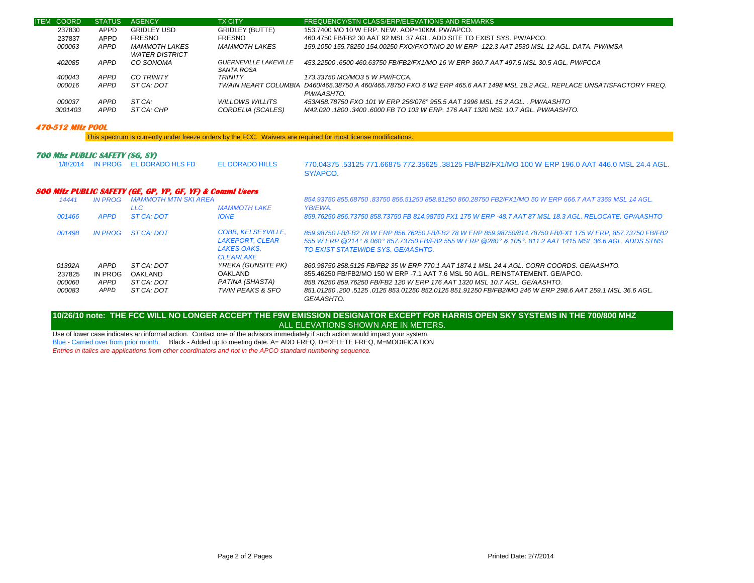| ITEM | COORD | STATUS | AGENCY | TX CITY | FREQUENCY/STN CLASS/ERP/ELEVATIONS AND REMARKS |
|---|---|---|---|---|---|
| | 237830 | APPD | GRIDLEY USD | GRIDLEY (BUTTE) | 153.7400 MO 10 W ERP. NEW. AOP=10KM. PW/APCO. |
| | 237837 | APPD | FRESNO | FRESNO | 460.4750 FB/FB2 30 AAT 92 MSL 37 AGL. ADD SITE TO EXIST SYS. PW/APCO. |
| | *000063* | *APPD* | *MAMMOTH LAKES WATER DISTRICT* | *MAMMOTH LAKES* | *159.1050 155.78250 154.00250 FXO/FXOT/MO 20 W ERP -122.3 AAT 2530 MSL 12 AGL. DATA. PW/IMSA* |
| | *402085* | *APPD* | *CO SONOMA* | *GUERNEVILLE LAKEVILLE SANTA ROSA* | *453.22500 .6500 460.63750 FB/FB2/FX1/MO 16 W ERP 360.7 AAT 497.5 MSL 30.5 AGL. PW/FCCA* |
| | *400043* | *APPD* | *CO TRINITY* | *TRINITY* | *173.33750 MO/MO3 5 W PW/FCCA.* |
| | *000016* | *APPD* | *ST CA: DOT* | *TWAIN HEART COLUMBIA* | *D460/465.38750 A 460/465.78750 FXO 6 W2 ERP 465.6 AAT 1498 MSL 18.2 AGL. REPLACE UNSATISFACTORY FREQ. PW/AASHTO.* |
| | *000037* | *APPD* | *ST CA:* | *WILLOWS WILLITS* | *453/458.78750 FXO 101 W ERP 256/076° 955.5 AAT 1996 MSL 15.2 AGL. . PW/AASHTO* |
| | *3001403* | *APPD* | *ST CA: CHP* | *CORDELIA (SCALES)* | *M42.020 .1800 .3400 .6000 FB TO 103 W ERP. 176 AAT 1320 MSL 10.7 AGL. PW/AASHTO.* |

## 470-512 MHz POOL

This spectrum is currently under freeze orders by the FCC. Waivers are required for most license modifications.

## 700 Mhz PUBLIC SAFETY (SG, SY)

| | | | | |
|---|---|---|---|---|
| 1/8/2014 | IN PROG | EL DORADO HLS FD | EL DORADO HILLS | 770.04375 .53125 771.66875 772.35625 .38125 FB/FB2/FX1/MO 100 W ERP 196.0 AAT 446.0 MSL 24.4 AGL. SY/APCO. |

## 800 MHz PUBLIC SAFETY (GE, GP, YP, GF, YF) & Comml Users

| | | | | |
|---|---|---|---|---|
| *14441* | *IN PROG* | *MAMMOTH MTN SKI AREA LLC* | *MAMMOTH LAKE* | *854.93750 855.68750 .83750 856.51250 858.81250 860.28750 FB2/FX1/MO 50 W ERP 666.7 AAT 3369 MSL 14 AGL. YB/EWA.* |
| *001466* | *APPD* | *ST CA: DOT* | *IONE* | *859.76250 856.73750 858.73750 FB 814.98750 FX1 175 W ERP -48.7 AAT 87 MSL 18.3 AGL. RELOCATE. GP/AASHTO* |
| *001498* | *IN PROG* | *ST CA: DOT* | *COBB, KELSEYVILLE, LAKEPORT, CLEAR LAKES OAKS, CLEARLAKE* | *859.98750 FB/FB2 78 W ERP 856.76250 FB/FB2 78 W ERP 859.98750/814.78750 FB/FX1 175 W ERP, 857.73750 FB/FB2 555 W ERP @214° & 060° 857.73750 FB/FB2 555 W ERP @280° & 105°. 811.2 AAT 1415 MSL 36.6 AGL. ADDS STNS TO EXIST STATEWIDE SYS. GE/AASHTO.* |
| *01392A* | *APPD* | *ST CA: DOT* | *YREKA (GUNSITE PK)* | *860.98750 858.5125 FB/FB2 35 W ERP 770.1 AAT 1874.1 MSL 24.4 AGL. CORR COORDS. GE/AASHTO.* |
| 237825 | IN PROG | OAKLAND | OAKLAND | 855.46250 FB/FB2/MO 150 W ERP -7.1 AAT 7.6 MSL 50 AGL. REINSTATEMENT. GE/APCO. |
| *000060* | *APPD* | *ST CA: DOT* | *PATINA (SHASTA)* | *858.76250 859.76250 FB/FB2 120 W ERP 176 AAT 1320 MSL 10.7 AGL. GE/AASHTO.* |
| *000083* | *APPD* | *ST CA: DOT* | *TWIN PEAKS & SFO* | *851.01250 .200 .5125 .0125 853.01250 852.0125 851.91250 FB/FB2/MO 246 W ERP 298.6 AAT 259.1 MSL 36.6 AGL. GE/AASHTO.* |

**10/26/10 note: THE FCC WILL NO LONGER ACCEPT THE F9W EMISSION DESIGNATOR EXCEPT FOR HARRIS OPEN SKY SYSTEMS IN THE 700/800 MHZ**

ALL ELEVATIONS SHOWN ARE IN METERS.

Use of lower case indicates an informal action. Contact one of the advisors immediately if such action would impact your system.

Blue - Carried over from prior month. Black - Added up to meeting date. A= ADD FREQ, D=DELETE FREQ, M=MODIFICATION

*Entries in italics are applications from other coordinators and not in the APCO standard numbering sequence.*

Printed Date: 2/7/2014